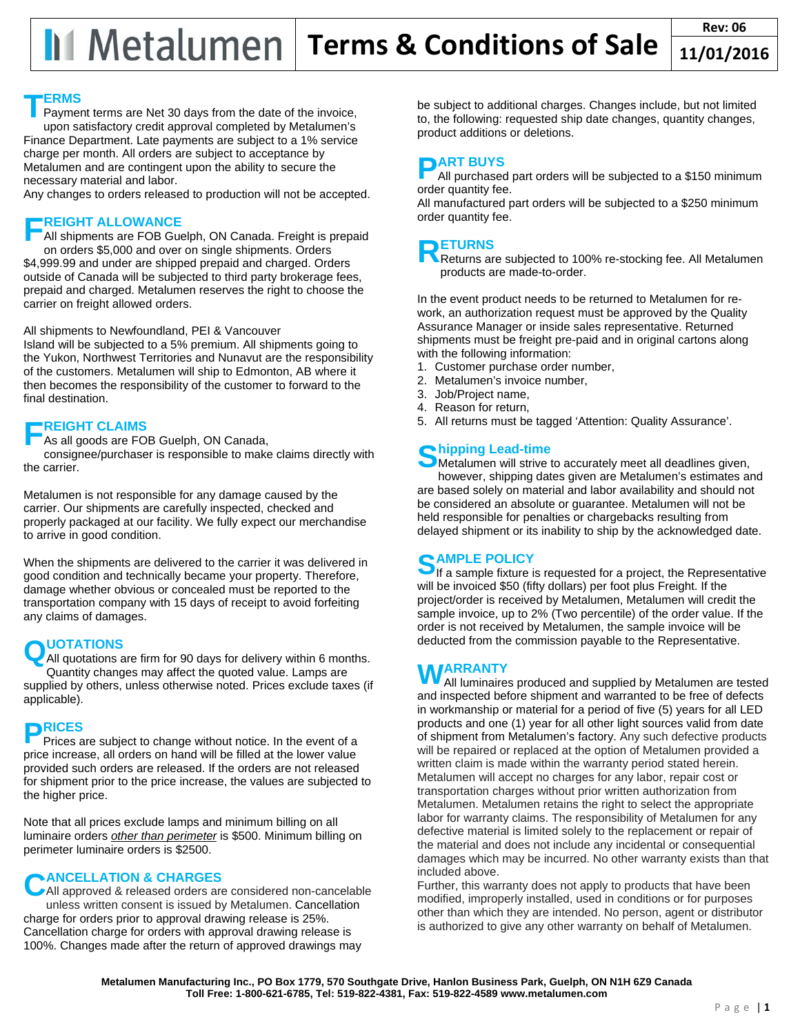# Metalumen — Terms & Conditions of Sale

**Rev: 06**

**11/01/2016**

## TERMS

Payment terms are Net 30 days from the date of the invoice, upon satisfactory credit approval completed by Metalumen's Finance Department. Late payments are subject to a 1% service charge per month. All orders are subject to acceptance by Metalumen and are contingent upon the ability to secure the necessary material and labor.
Any changes to orders released to production will not be accepted.

## FREIGHT ALLOWANCE

All shipments are FOB Guelph, ON Canada. Freight is prepaid on orders $5,000 and over on single shipments. Orders $4,999.99 and under are shipped prepaid and charged. Orders outside of Canada will be subjected to third party brokerage fees, prepaid and charged. Metalumen reserves the right to choose the carrier on freight allowed orders.

All shipments to Newfoundland, PEI & Vancouver Island will be subjected to a 5% premium. All shipments going to the Yukon, Northwest Territories and Nunavut are the responsibility of the customers. Metalumen will ship to Edmonton, AB where it then becomes the responsibility of the customer to forward to the final destination.

## FREIGHT CLAIMS

As all goods are FOB Guelph, ON Canada, consignee/purchaser is responsible to make claims directly with the carrier.

Metalumen is not responsible for any damage caused by the carrier. Our shipments are carefully inspected, checked and properly packaged at our facility. We fully expect our merchandise to arrive in good condition.

When the shipments are delivered to the carrier it was delivered in good condition and technically became your property. Therefore, damage whether obvious or concealed must be reported to the transportation company with 15 days of receipt to avoid forfeiting any claims of damages.

## QUOTATIONS

All quotations are firm for 90 days for delivery within 6 months. Quantity changes may affect the quoted value. Lamps are supplied by others, unless otherwise noted. Prices exclude taxes (if applicable).

## PRICES

Prices are subject to change without notice. In the event of a price increase, all orders on hand will be filled at the lower value provided such orders are released. If the orders are not released for shipment prior to the price increase, the values are subjected to the higher price.

Note that all prices exclude lamps and minimum billing on all luminaire orders *other than perimeter* is $500. Minimum billing on perimeter luminaire orders is $2500.

## CANCELLATION & CHARGES

All approved & released orders are considered non-cancelable unless written consent is issued by Metalumen. Cancellation charge for orders prior to approval drawing release is 25%. Cancellation charge for orders with approval drawing release is 100%. Changes made after the return of approved drawings may be subject to additional charges. Changes include, but not limited to, the following: requested ship date changes, quantity changes, product additions or deletions.

## PART BUYS

All purchased part orders will be subjected to a $150 minimum order quantity fee.
All manufactured part orders will be subjected to a $250 minimum order quantity fee.

## RETURNS

Returns are subjected to 100% re-stocking fee. All Metalumen products are made-to-order.

In the event product needs to be returned to Metalumen for re-work, an authorization request must be approved by the Quality Assurance Manager or inside sales representative. Returned shipments must be freight pre-paid and in original cartons along with the following information:

1. Customer purchase order number,
2. Metalumen's invoice number,
3. Job/Project name,
4. Reason for return,
5. All returns must be tagged 'Attention: Quality Assurance'.

## Shipping Lead-time

Metalumen will strive to accurately meet all deadlines given, however, shipping dates given are Metalumen's estimates and are based solely on material and labor availability and should not be considered an absolute or guarantee. Metalumen will not be held responsible for penalties or chargebacks resulting from delayed shipment or its inability to ship by the acknowledged date.

## SAMPLE POLICY

If a sample fixture is requested for a project, the Representative will be invoiced $50 (fifty dollars) per foot plus Freight. If the project/order is received by Metalumen, Metalumen will credit the sample invoice, up to 2% (Two percentile) of the order value. If the order is not received by Metalumen, the sample invoice will be deducted from the commission payable to the Representative.

## WARRANTY

All luminaires produced and supplied by Metalumen are tested and inspected before shipment and warranted to be free of defects in workmanship or material for a period of five (5) years for all LED products and one (1) year for all other light sources valid from date of shipment from Metalumen's factory. Any such defective products will be repaired or replaced at the option of Metalumen provided a written claim is made within the warranty period stated herein. Metalumen will accept no charges for any labor, repair cost or transportation charges without prior written authorization from Metalumen. Metalumen retains the right to select the appropriate labor for warranty claims. The responsibility of Metalumen for any defective material is limited solely to the replacement or repair of the material and does not include any incidental or consequential damages which may be incurred. No other warranty exists than that included above.
Further, this warranty does not apply to products that have been modified, improperly installed, used in conditions or for purposes other than which they are intended. No person, agent or distributor is authorized to give any other warranty on behalf of Metalumen.

**Metalumen Manufacturing Inc., PO Box 1779, 570 Southgate Drive, Hanlon Business Park, Guelph, ON N1H 6Z9 Canada**
**Toll Free: 1-800-621-6785, Tel: 519-822-4381, Fax: 519-822-4589 www.metalumen.com**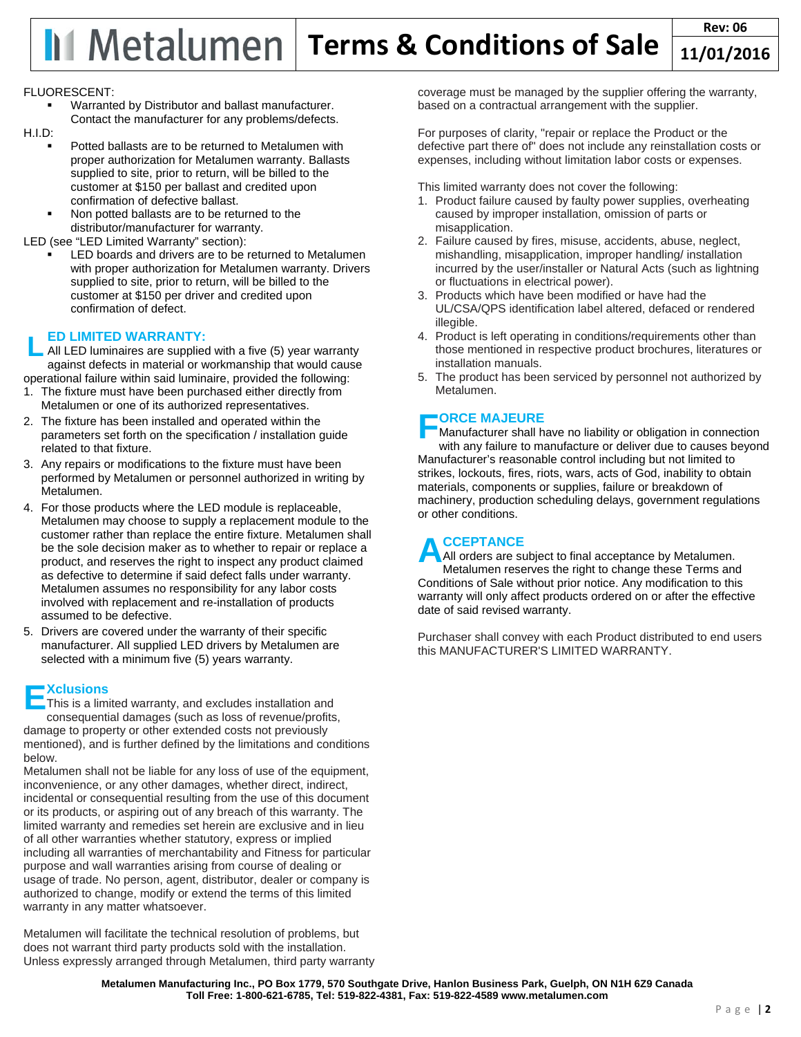FLUORESCENT:

- Warranted by Distributor and ballast manufacturer. Contact the manufacturer for any problems/defects.

H.I.D:

- Potted ballasts are to be returned to Metalumen with proper authorization for Metalumen warranty. Ballasts supplied to site, prior to return, will be billed to the customer at $150 per ballast and credited upon confirmation of defective ballast.
- Non potted ballasts are to be returned to the distributor/manufacturer for warranty.

LED (see "LED Limited Warranty" section):

- LED boards and drivers are to be returned to Metalumen with proper authorization for Metalumen warranty. Drivers supplied to site, prior to return, will be billed to the customer at $150 per driver and credited upon confirmation of defect.

## LED LIMITED WARRANTY:

All LED luminaires are supplied with a five (5) year warranty against defects in material or workmanship that would cause operational failure within said luminaire, provided the following:

1. The fixture must have been purchased either directly from Metalumen or one of its authorized representatives.
2. The fixture has been installed and operated within the parameters set forth on the specification / installation guide related to that fixture.
3. Any repairs or modifications to the fixture must have been performed by Metalumen or personnel authorized in writing by Metalumen.
4. For those products where the LED module is replaceable, Metalumen may choose to supply a replacement module to the customer rather than replace the entire fixture. Metalumen shall be the sole decision maker as to whether to repair or replace a product, and reserves the right to inspect any product claimed as defective to determine if said defect falls under warranty. Metalumen assumes no responsibility for any labor costs involved with replacement and re-installation of products assumed to be defective.
5. Drivers are covered under the warranty of their specific manufacturer. All supplied LED drivers by Metalumen are selected with a minimum five (5) years warranty.

## EXclusions

This is a limited warranty, and excludes installation and consequential damages (such as loss of revenue/profits, damage to property or other extended costs not previously mentioned), and is further defined by the limitations and conditions below.

Metalumen shall not be liable for any loss of use of the equipment, inconvenience, or any other damages, whether direct, indirect, incidental or consequential resulting from the use of this document or its products, or aspiring out of any breach of this warranty. The limited warranty and remedies set herein are exclusive and in lieu of all other warranties whether statutory, express or implied including all warranties of merchantability and Fitness for particular purpose and wall warranties arising from course of dealing or usage of trade. No person, agent, distributor, dealer or company is authorized to change, modify or extend the terms of this limited warranty in any matter whatsoever.

Metalumen will facilitate the technical resolution of problems, but does not warrant third party products sold with the installation. Unless expressly arranged through Metalumen, third party warranty coverage must be managed by the supplier offering the warranty, based on a contractual arrangement with the supplier.

For purposes of clarity, "repair or replace the Product or the defective part there of" does not include any reinstallation costs or expenses, including without limitation labor costs or expenses.

This limited warranty does not cover the following:

1. Product failure caused by faulty power supplies, overheating caused by improper installation, omission of parts or misapplication.
2. Failure caused by fires, misuse, accidents, abuse, neglect, mishandling, misapplication, improper handling/ installation incurred by the user/installer or Natural Acts (such as lightning or fluctuations in electrical power).
3. Products which have been modified or have had the UL/CSA/QPS identification label altered, defaced or rendered illegible.
4. Product is left operating in conditions/requirements other than those mentioned in respective product brochures, literatures or installation manuals.
5. The product has been serviced by personnel not authorized by Metalumen.

## FORCE MAJEURE

Manufacturer shall have no liability or obligation in connection with any failure to manufacture or deliver due to causes beyond Manufacturer's reasonable control including but not limited to strikes, lockouts, fires, riots, wars, acts of God, inability to obtain materials, components or supplies, failure or breakdown of machinery, production scheduling delays, government regulations or other conditions.

## ACCEPTANCE

All orders are subject to final acceptance by Metalumen. Metalumen reserves the right to change these Terms and Conditions of Sale without prior notice. Any modification to this warranty will only affect products ordered on or after the effective date of said revised warranty.

Purchaser shall convey with each Product distributed to end users this MANUFACTURER'S LIMITED WARRANTY.